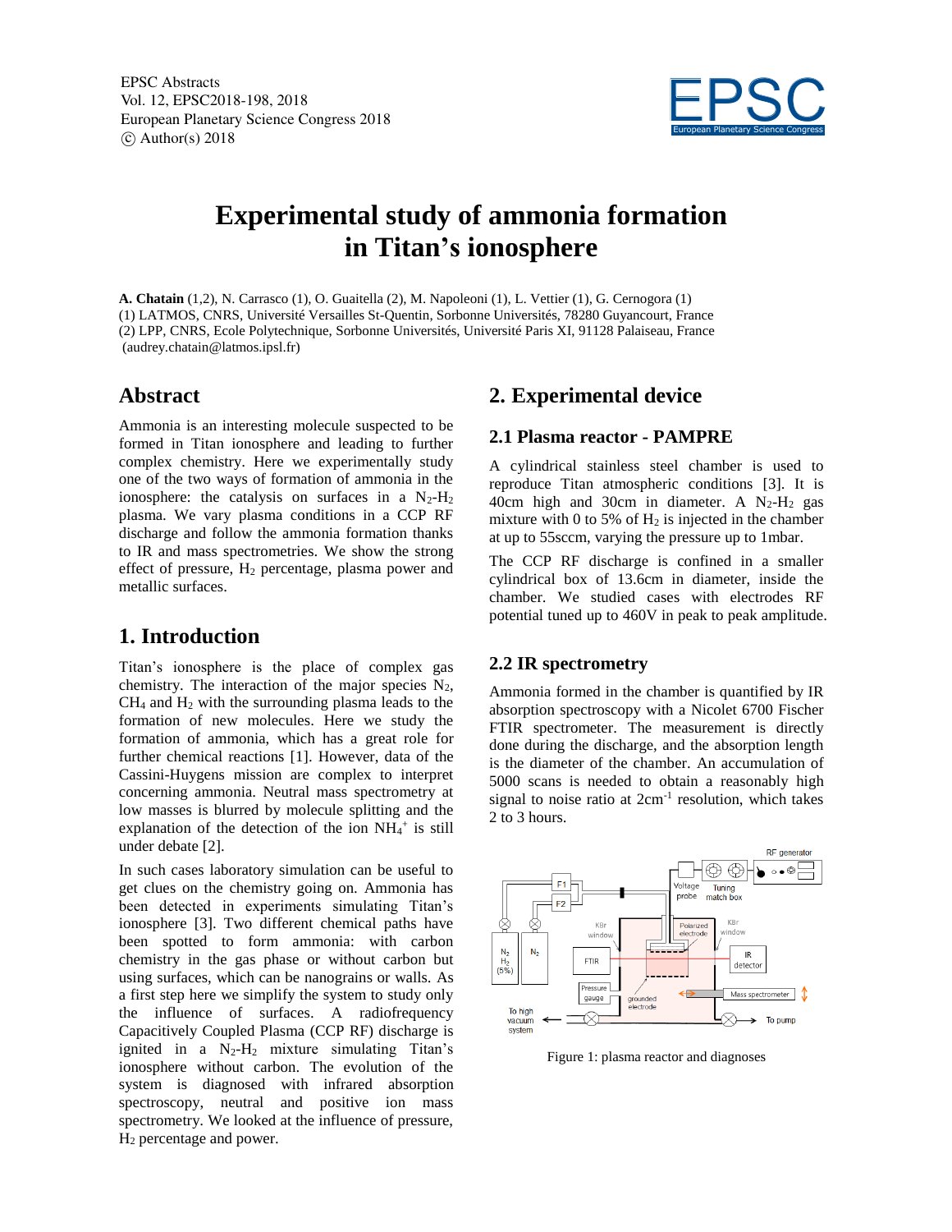EPSC Abstracts
Vol. 12, EPSC2018-198, 2018
European Planetary Science Congress 2018
© Author(s) 2018

# Experimental study of ammonia formation in Titan's ionosphere

**A. Chatain** (1,2), N. Carrasco (1), O. Guaitella (2), M. Napoleoni (1), L. Vettier (1), G. Cernogora (1)
(1) LATMOS, CNRS, Université Versailles St-Quentin, Sorbonne Universités, 78280 Guyancourt, France
(2) LPP, CNRS, Ecole Polytechnique, Sorbonne Universités, Université Paris XI, 91128 Palaiseau, France
(audrey.chatain@latmos.ipsl.fr)

## Abstract

Ammonia is an interesting molecule suspected to be formed in Titan ionosphere and leading to further complex chemistry. Here we experimentally study one of the two ways of formation of ammonia in the ionosphere: the catalysis on surfaces in a $N_2$-$H_2$ plasma. We vary plasma conditions in a CCP RF discharge and follow the ammonia formation thanks to IR and mass spectrometries. We show the strong effect of pressure, $H_2$ percentage, plasma power and metallic surfaces.

## 1. Introduction

Titan's ionosphere is the place of complex gas chemistry. The interaction of the major species $N_2$, $CH_4$ and $H_2$ with the surrounding plasma leads to the formation of new molecules. Here we study the formation of ammonia, which has a great role for further chemical reactions [1]. However, data of the Cassini-Huygens mission are complex to interpret concerning ammonia. Neutral mass spectrometry at low masses is blurred by molecule splitting and the explanation of the detection of the ion $NH_4^+$ is still under debate [2].

In such cases laboratory simulation can be useful to get clues on the chemistry going on. Ammonia has been detected in experiments simulating Titan's ionosphere [3]. Two different chemical paths have been spotted to form ammonia: with carbon chemistry in the gas phase or without carbon but using surfaces, which can be nanograins or walls. As a first step here we simplify the system to study only the influence of surfaces. A radiofrequency Capacitively Coupled Plasma (CCP RF) discharge is ignited in a $N_2$-$H_2$ mixture simulating Titan's ionosphere without carbon. The evolution of the system is diagnosed with infrared absorption spectroscopy, neutral and positive ion mass spectrometry. We looked at the influence of pressure, $H_2$ percentage and power.

## 2. Experimental device

### 2.1 Plasma reactor - PAMPRE

A cylindrical stainless steel chamber is used to reproduce Titan atmospheric conditions [3]. It is 40cm high and 30cm in diameter. A $N_2$-$H_2$ gas mixture with 0 to 5% of $H_2$ is injected in the chamber at up to 55sccm, varying the pressure up to 1mbar.

The CCP RF discharge is confined in a smaller cylindrical box of 13.6cm in diameter, inside the chamber. We studied cases with electrodes RF potential tuned up to 460V in peak to peak amplitude.

### 2.2 IR spectrometry

Ammonia formed in the chamber is quantified by IR absorption spectroscopy with a Nicolet 6700 Fischer FTIR spectrometer. The measurement is directly done during the discharge, and the absorption length is the diameter of the chamber. An accumulation of 5000 scans is needed to obtain a reasonably high signal to noise ratio at 2cm$^{-1}$ resolution, which takes 2 to 3 hours.

Figure 1: plasma reactor and diagnoses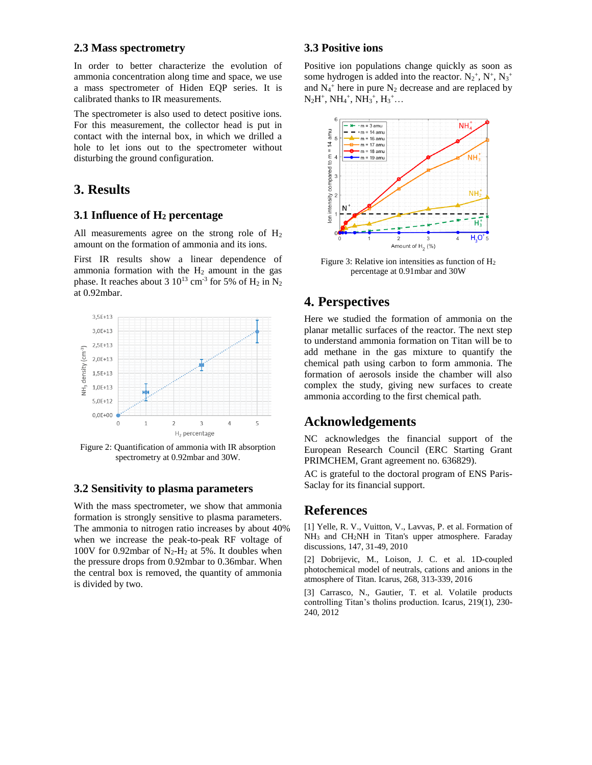### 2.3 Mass spectrometry

In order to better characterize the evolution of ammonia concentration along time and space, we use a mass spectrometer of Hiden EQP series. It is calibrated thanks to IR measurements.

The spectrometer is also used to detect positive ions. For this measurement, the collector head is put in contact with the internal box, in which we drilled a hole to let ions out to the spectrometer without disturbing the ground configuration.

## 3. Results

### 3.1 Influence of $H_2$ percentage

All measurements agree on the strong role of $H_2$ amount on the formation of ammonia and its ions.

First IR results show a linear dependence of ammonia formation with the $H_2$ amount in the gas phase. It reaches about 3 $10^{13}$ $cm^{-3}$ for 5% of $H_2$ in $N_2$ at 0.92mbar.

3,5E+13
3,0E+13
2,5E+13
2,0E+13
1,5E+13
1,0E+13
5,0E+12
0,0E+00
NH3 density (cm-3)
0 1 2 3 4 5
H2 percentage

Figure 2: Quantification of ammonia with IR absorption spectrometry at 0.92mbar and 30W.

### 3.2 Sensitivity to plasma parameters

With the mass spectrometer, we show that ammonia formation is strongly sensitive to plasma parameters. The ammonia to nitrogen ratio increases by about 40% when we increase the peak-to-peak RF voltage of 100V for 0.92mbar of $N_2$-$H_2$ at 5%. It doubles when the pressure drops from 0.92mbar to 0.36mbar. When the central box is removed, the quantity of ammonia is divided by two.

### 3.3 Positive ions

Positive ion populations change quickly as soon as some hydrogen is added into the reactor. $N_2^+$, $N^+$, $N_3^+$ and $N_4^+$ here in pure $N_2$ decrease and are replaced by $N_2H^+$, $NH_4^+$, $NH_3^+$, $H_3^+$…

m = 3 amu
m = 14 amu
m = 16 amu
m = 17 amu
m = 18 amu
m = 19 amu
Ion intensity compared to m = 14 amu
Amount of H2 (%)
NH4+
NH3+
NH2+
N+
H3+
H3O+

Figure 3: Relative ion intensities as function of $H_2$ percentage at 0.91mbar and 30W

## 4. Perspectives

Here we studied the formation of ammonia on the planar metallic surfaces of the reactor. The next step to understand ammonia formation on Titan will be to add methane in the gas mixture to quantify the chemical path using carbon to form ammonia. The formation of aerosols inside the chamber will also complex the study, giving new surfaces to create ammonia according to the first chemical path.

## Acknowledgements

NC acknowledges the financial support of the European Research Council (ERC Starting Grant PRIMCHEM, Grant agreement no. 636829).

AC is grateful to the doctoral program of ENS Paris-Saclay for its financial support.

## References

[1] Yelle, R. V., Vuitton, V., Lavvas, P. et al. Formation of $NH_3$ and $CH_2NH$ in Titan's upper atmosphere. Faraday discussions, 147, 31-49, 2010

[2] Dobrijevic, M., Loison, J. C. et al. 1D-coupled photochemical model of neutrals, cations and anions in the atmosphere of Titan. Icarus, 268, 313-339, 2016

[3] Carrasco, N., Gautier, T. et al. Volatile products controlling Titan's tholins production. Icarus, 219(1), 230-240, 2012